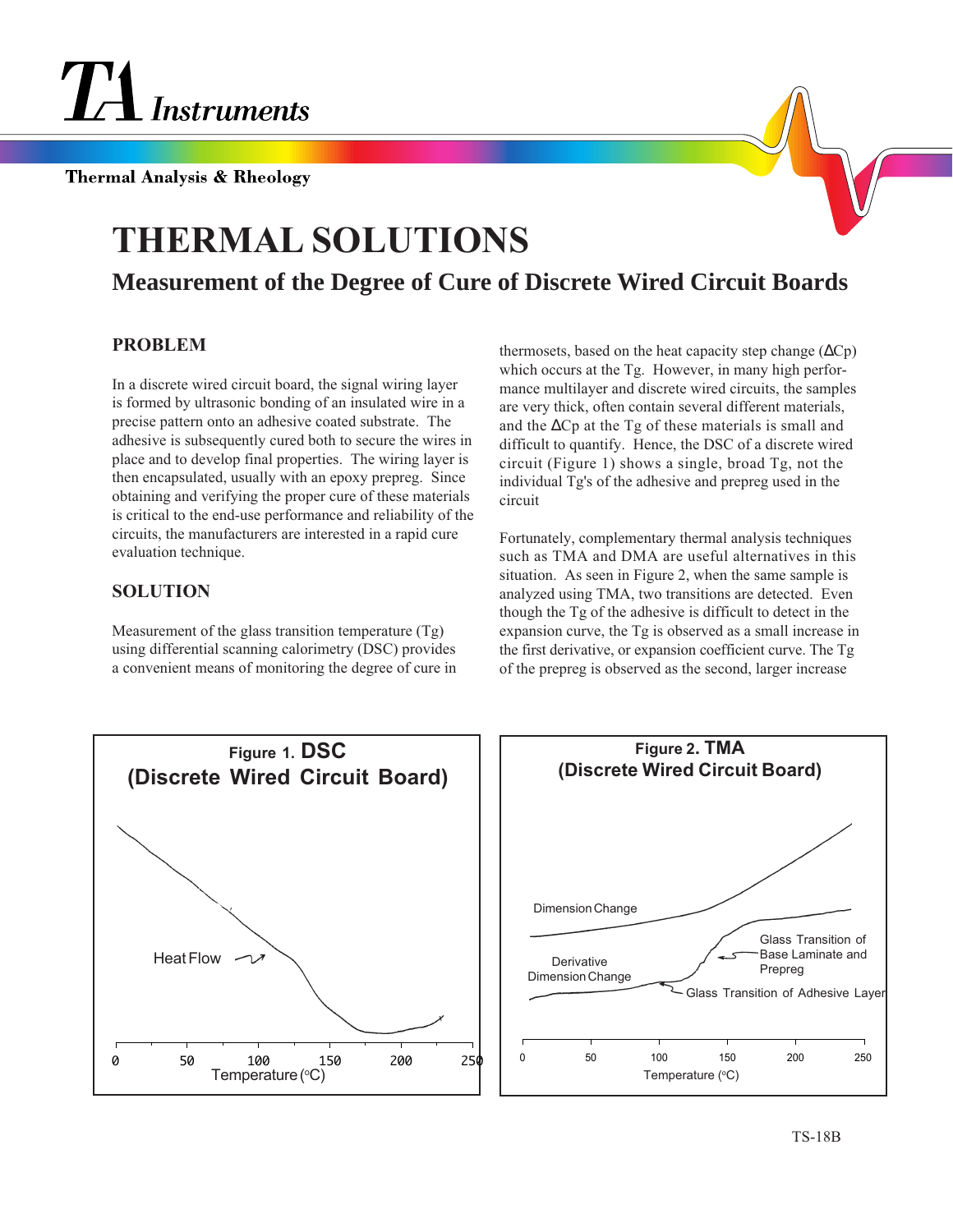TA Instruments

Thermal Analysis & Rheology

# THERMAL SOLUTIONS

## Measurement of the Degree of Cure of Discrete Wired Circuit Boards

### PROBLEM

In a discrete wired circuit board, the signal wiring layer is formed by ultrasonic bonding of an insulated wire in a precise pattern onto an adhesive coated substrate. The adhesive is subsequently cured both to secure the wires in place and to develop final properties. The wiring layer is then encapsulated, usually with an epoxy prepreg. Since obtaining and verifying the proper cure of these materials is critical to the end-use performance and reliability of the circuits, the manufacturers are interested in a rapid cure evaluation technique.

### SOLUTION

Measurement of the glass transition temperature (Tg) using differential scanning calorimetry (DSC) provides a convenient means of monitoring the degree of cure in thermosets, based on the heat capacity step change ($\Delta$Cp) which occurs at the Tg. However, in many high performance multilayer and discrete wired circuits, the samples are very thick, often contain several different materials, and the $\Delta$Cp at the Tg of these materials is small and difficult to quantify. Hence, the DSC of a discrete wired circuit (Figure 1) shows a single, broad Tg, not the individual Tg's of the adhesive and prepreg used in the circuit

Fortunately, complementary thermal analysis techniques such as TMA and DMA are useful alternatives in this situation. As seen in Figure 2, when the same sample is analyzed using TMA, two transitions are detected. Even though the Tg of the adhesive is difficult to detect in the expansion curve, the Tg is observed as a small increase in the first derivative, or expansion coefficient curve. The Tg of the prepreg is observed as the second, larger increase

**Figure 1. DSC (Discrete Wired Circuit Board)**

Heat Flow

Temperature (°C): 0, 50, 100, 150, 200, 250

**Figure 2. TMA (Discrete Wired Circuit Board)**

Dimension Change; Derivative Dimension Change; Glass Transition of Base Laminate and Prepreg; Glass Transition of Adhesive Layer

Temperature (°C): 0, 50, 100, 150, 200, 250

TS-18B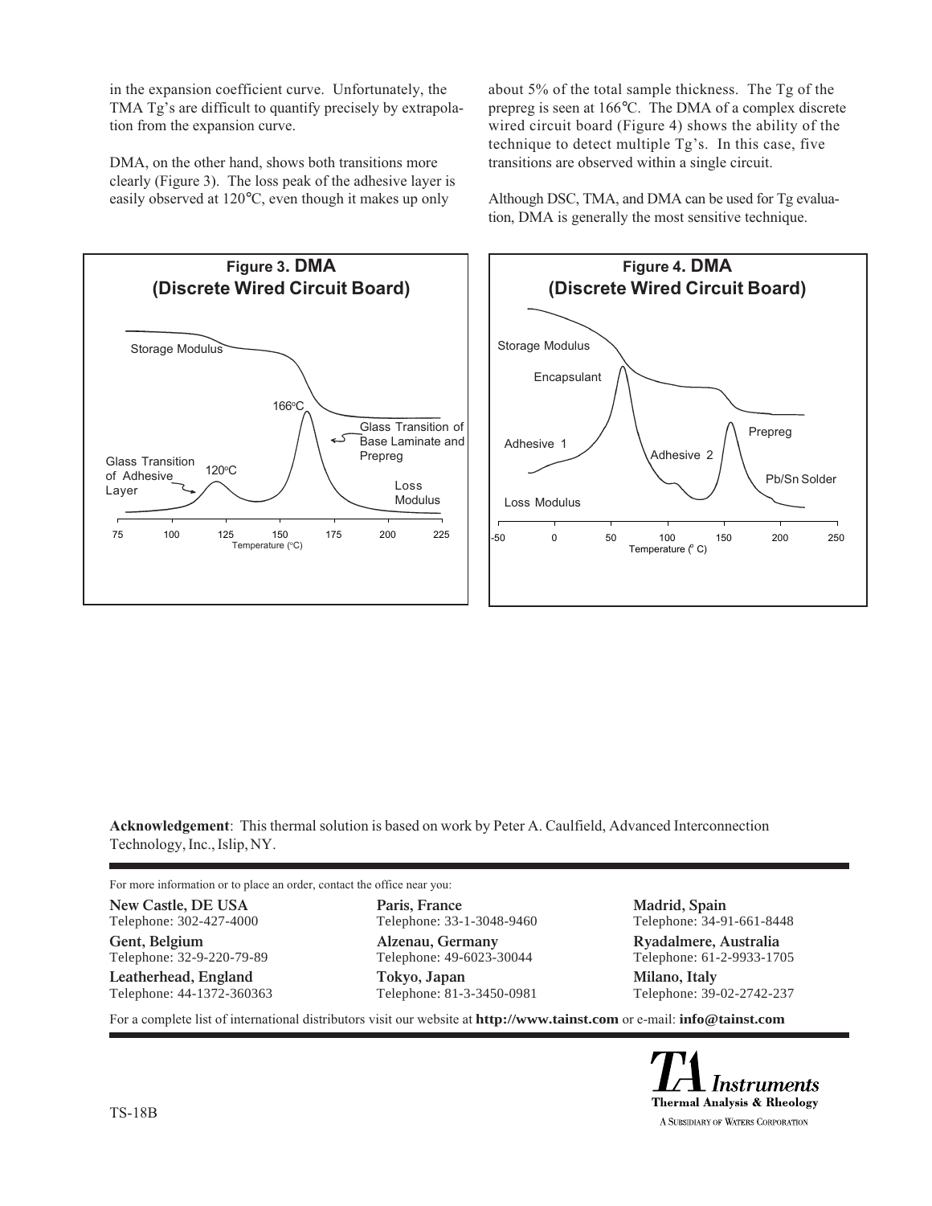in the expansion coefficient curve. Unfortunately, the TMA Tg's are difficult to quantify precisely by extrapolation from the expansion curve.

DMA, on the other hand, shows both transitions more clearly (Figure 3). The loss peak of the adhesive layer is easily observed at 120°C, even though it makes up only about 5% of the total sample thickness. The Tg of the prepreg is seen at 166°C. The DMA of a complex discrete wired circuit board (Figure 4) shows the ability of the technique to detect multiple Tg's. In this case, five transitions are observed within a single circuit.

Although DSC, TMA, and DMA can be used for Tg evaluation, DMA is generally the most sensitive technique.

**Figure 3. DMA (Discrete Wired Circuit Board)**

Storage Modulus

166°C

Glass Transition of Base Laminate and Prepreg

Glass Transition of Adhesive Layer

120°C

Loss Modulus

75 100 125 150 175 200 225

Temperature (°C)

**Figure 4. DMA (Discrete Wired Circuit Board)**

Storage Modulus

Encapsulant

Adhesive 1

Adhesive 2

Prepreg

Pb/Sn Solder

Loss Modulus

-50 0 50 100 150 200 250

Temperature (° C)

**Acknowledgement**: This thermal solution is based on work by Peter A. Caulfield, Advanced Interconnection Technology, Inc., Islip, NY.

For more information or to place an order, contact the office near you:

**New Castle, DE USA**
Telephone: 302-427-4000

**Gent, Belgium**
Telephone: 32-9-220-79-89

**Leatherhead, England**
Telephone: 44-1372-360363

**Paris, France**
Telephone: 33-1-3048-9460

**Alzenau, Germany**
Telephone: 49-6023-30044

**Tokyo, Japan**
Telephone: 81-3-3450-0981

**Madrid, Spain**
Telephone: 34-91-661-8448

**Ryadalmere, Australia**
Telephone: 61-2-9933-1705

**Milano, Italy**
Telephone: 39-02-2742-237

For a complete list of international distributors visit our website at **http://www.tainst.com** or e-mail: **info@tainst.com**

TA Instruments
Thermal Analysis & Rheology
A Subsidiary of Waters Corporation

TS-18B